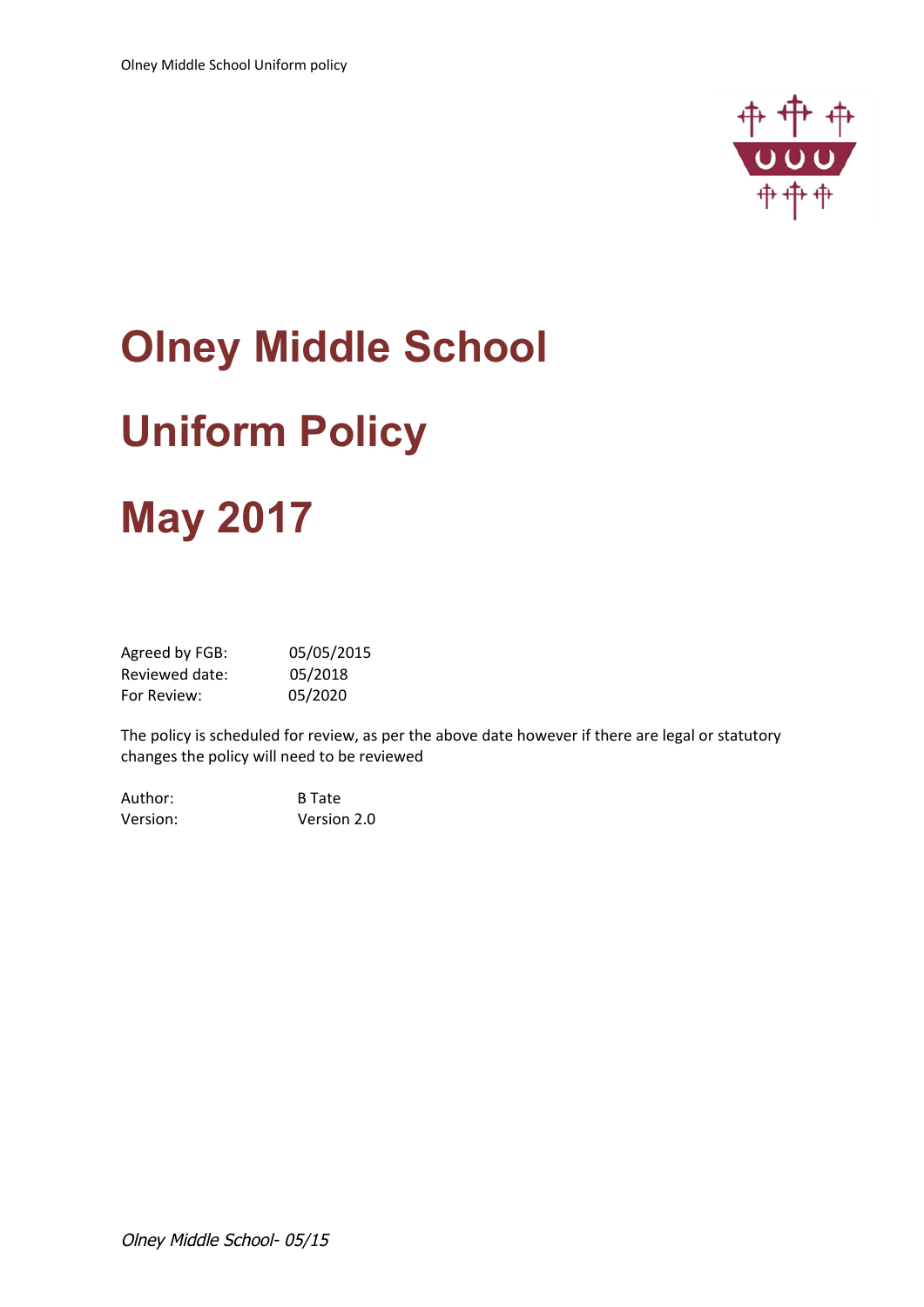# Olney Middle School

# Uniform Policy

# May 2017

| | |
|---|---|
| Agreed by FGB: | 05/05/2015 |
| Reviewed date: | 05/2018 |
| For Review: | 05/2020 |

The policy is scheduled for review, as per the above date however if there are legal or statutory changes the policy will need to be reviewed

| | |
|---|---|
| Author: | B Tate |
| Version: | Version 2.0 |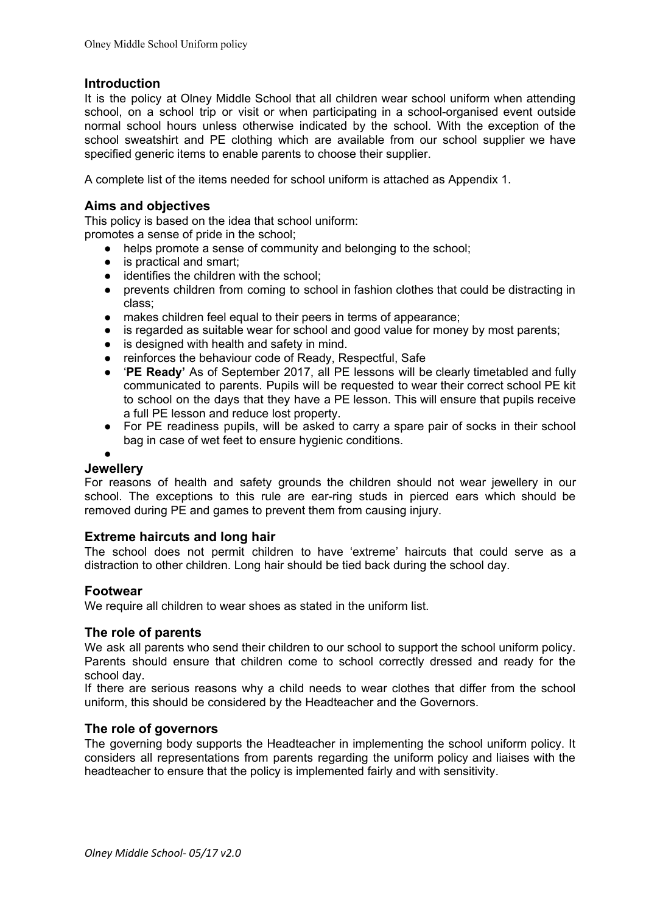## Introduction

It is the policy at Olney Middle School that all children wear school uniform when attending school, on a school trip or visit or when participating in a school-organised event outside normal school hours unless otherwise indicated by the school. With the exception of the school sweatshirt and PE clothing which are available from our school supplier we have specified generic items to enable parents to choose their supplier.

A complete list of the items needed for school uniform is attached as Appendix 1.

## Aims and objectives

This policy is based on the idea that school uniform:
promotes a sense of pride in the school;

- helps promote a sense of community and belonging to the school;
- is practical and smart;
- identifies the children with the school;
- prevents children from coming to school in fashion clothes that could be distracting in class;
- makes children feel equal to their peers in terms of appearance;
- is regarded as suitable wear for school and good value for money by most parents;
- is designed with health and safety in mind.
- reinforces the behaviour code of Ready, Respectful, Safe
- '**PE Ready'** As of September 2017, all PE lessons will be clearly timetabled and fully communicated to parents. Pupils will be requested to wear their correct school PE kit to school on the days that they have a PE lesson. This will ensure that pupils receive a full PE lesson and reduce lost property.
- For PE readiness pupils, will be asked to carry a spare pair of socks in their school bag in case of wet feet to ensure hygienic conditions.

## Jewellery

For reasons of health and safety grounds the children should not wear jewellery in our school. The exceptions to this rule are ear-ring studs in pierced ears which should be removed during PE and games to prevent them from causing injury.

## Extreme haircuts and long hair

The school does not permit children to have 'extreme' haircuts that could serve as a distraction to other children. Long hair should be tied back during the school day.

## Footwear

We require all children to wear shoes as stated in the uniform list.

## The role of parents

We ask all parents who send their children to our school to support the school uniform policy. Parents should ensure that children come to school correctly dressed and ready for the school day.

If there are serious reasons why a child needs to wear clothes that differ from the school uniform, this should be considered by the Headteacher and the Governors.

## The role of governors

The governing body supports the Headteacher in implementing the school uniform policy. It considers all representations from parents regarding the uniform policy and liaises with the headteacher to ensure that the policy is implemented fairly and with sensitivity.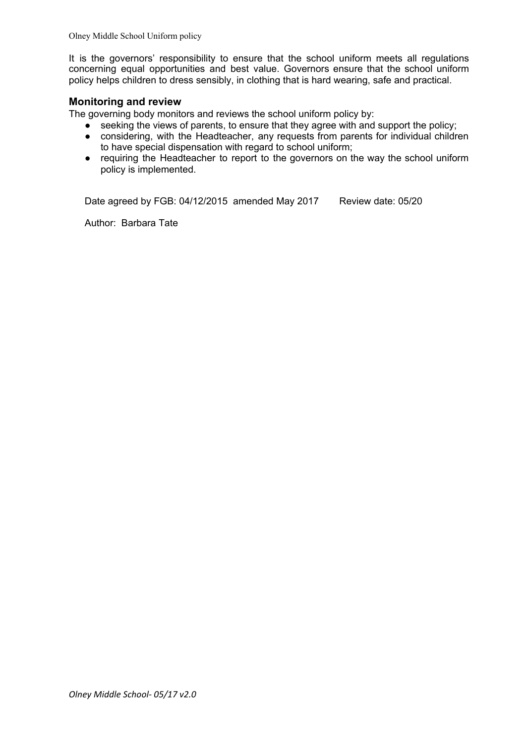It is the governors' responsibility to ensure that the school uniform meets all regulations concerning equal opportunities and best value. Governors ensure that the school uniform policy helps children to dress sensibly, in clothing that is hard wearing, safe and practical.

### Monitoring and review

The governing body monitors and reviews the school uniform policy by:

- seeking the views of parents, to ensure that they agree with and support the policy;
- considering, with the Headteacher, any requests from parents for individual children to have special dispensation with regard to school uniform;
- requiring the Headteacher to report to the governors on the way the school uniform policy is implemented.

Date agreed by FGB: 04/12/2015 amended May 2017 Review date: 05/20

Author: Barbara Tate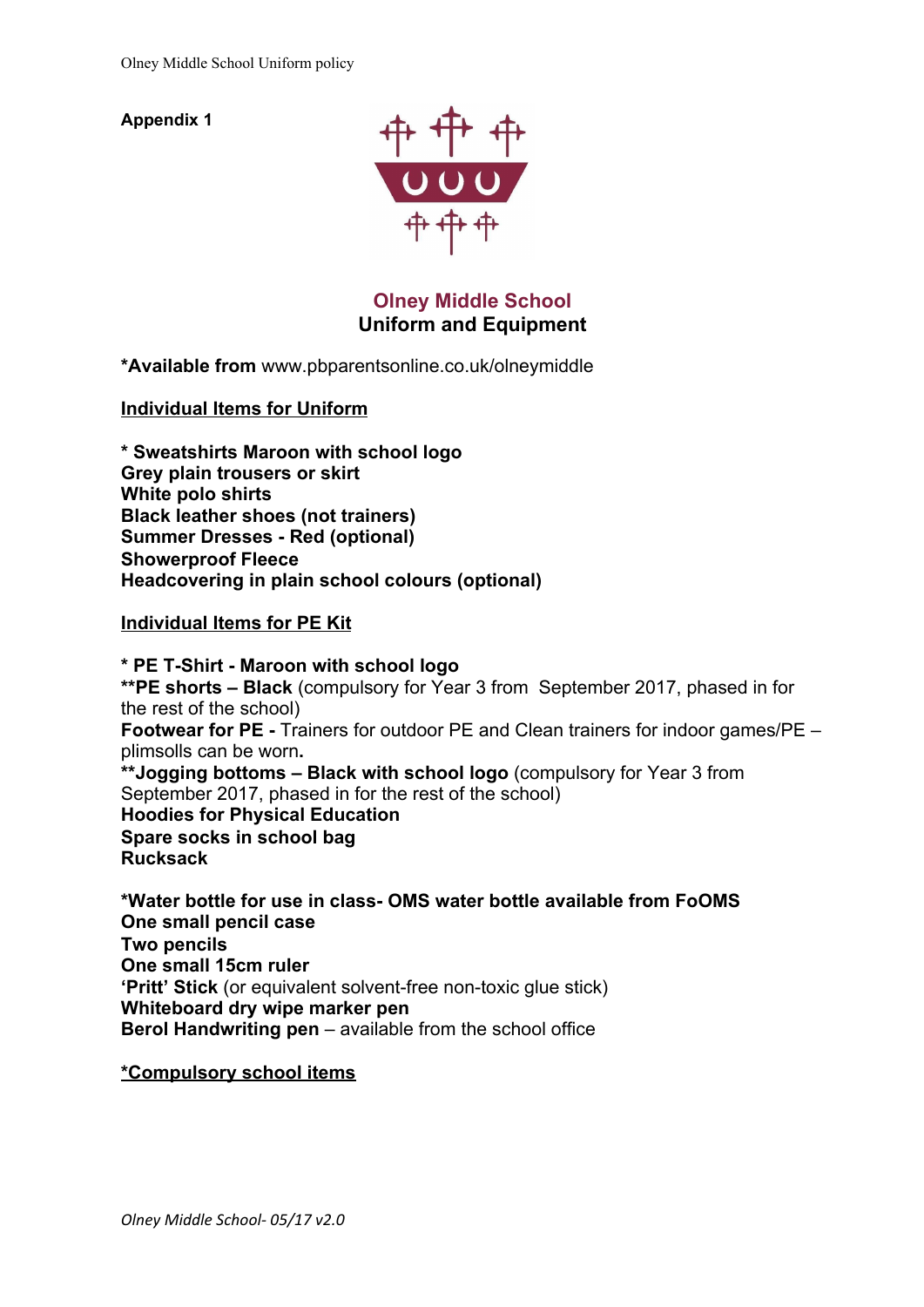**Appendix 1**

## Olney Middle School
## Uniform and Equipment

***Available from** www.pbparentsonline.co.uk/olneymiddle

**Individual Items for Uniform**

**\* Sweatshirts Maroon with school logo**
**Grey plain trousers or skirt**
**White polo shirts**
**Black leather shoes (not trainers)**
**Summer Dresses - Red (optional)**
**Showerproof Fleece**
**Headcovering in plain school colours (optional)**

**Individual Items for PE Kit**

**\* PE T-Shirt - Maroon with school logo**
**\*\*PE shorts – Black** (compulsory for Year 3 from September 2017, phased in for the rest of the school)
**Footwear for PE -** Trainers for outdoor PE and Clean trainers for indoor games/PE – plimsolls can be worn**.**
**\*\*Jogging bottoms – Black with school logo** (compulsory for Year 3 from September 2017, phased in for the rest of the school)
**Hoodies for Physical Education**
**Spare socks in school bag**
**Rucksack**

**\*Water bottle for use in class- OMS water bottle available from FoOMS**
**One small pencil case**
**Two pencils**
**One small 15cm ruler**
**'Pritt' Stick** (or equivalent solvent-free non-toxic glue stick)
**Whiteboard dry wipe marker pen**
**Berol Handwriting pen** – available from the school office

**\*Compulsory school items**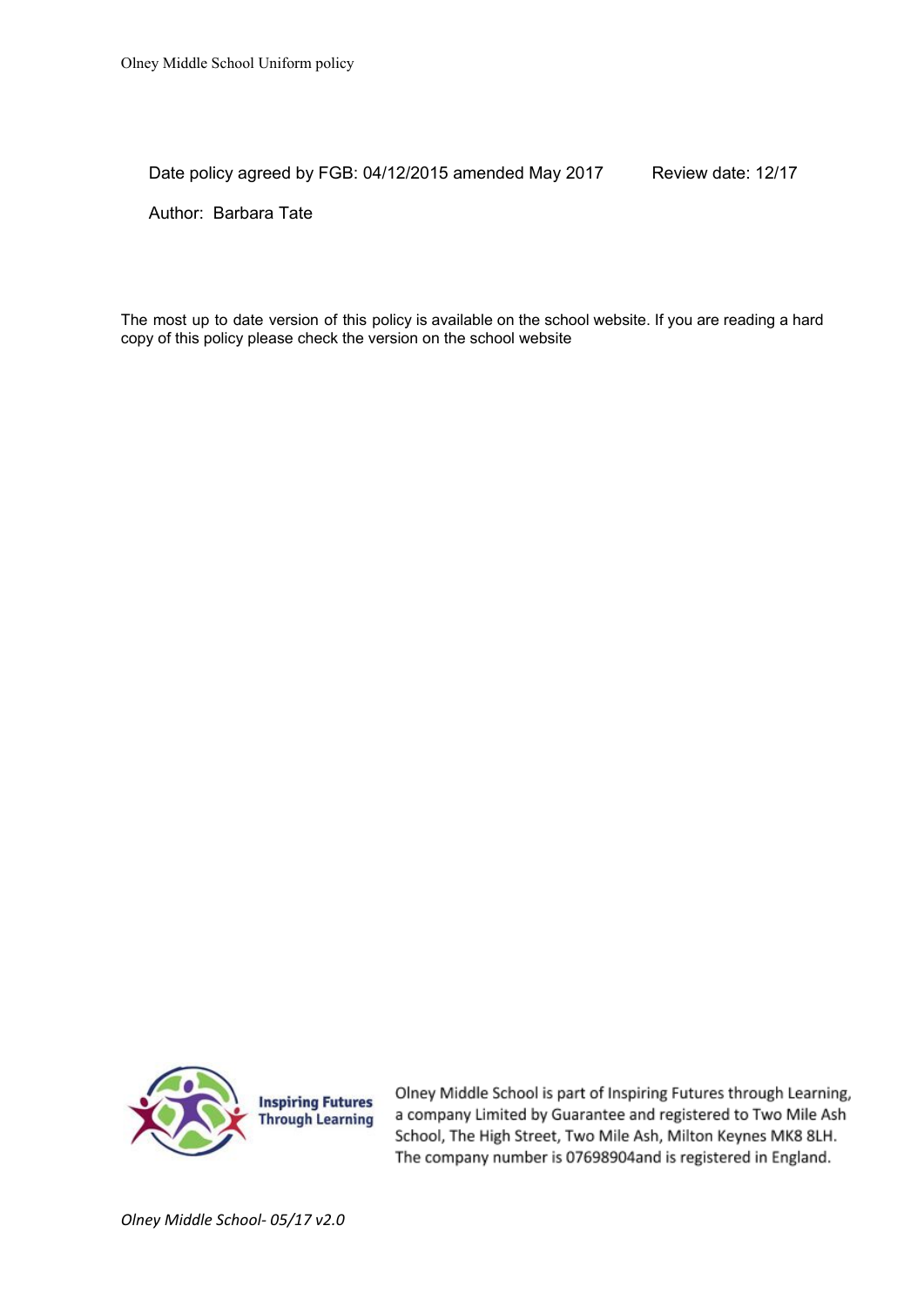Date policy agreed by FGB: 04/12/2015 amended May 2017 Review date: 12/17

Author: Barbara Tate

The most up to date version of this policy is available on the school website. If you are reading a hard copy of this policy please check the version on the school website

Inspiring Futures Through Learning

Olney Middle School is part of Inspiring Futures through Learning, a company Limited by Guarantee and registered to Two Mile Ash School, The High Street, Two Mile Ash, Milton Keynes MK8 8LH. The company number is 07698904and is registered in England.